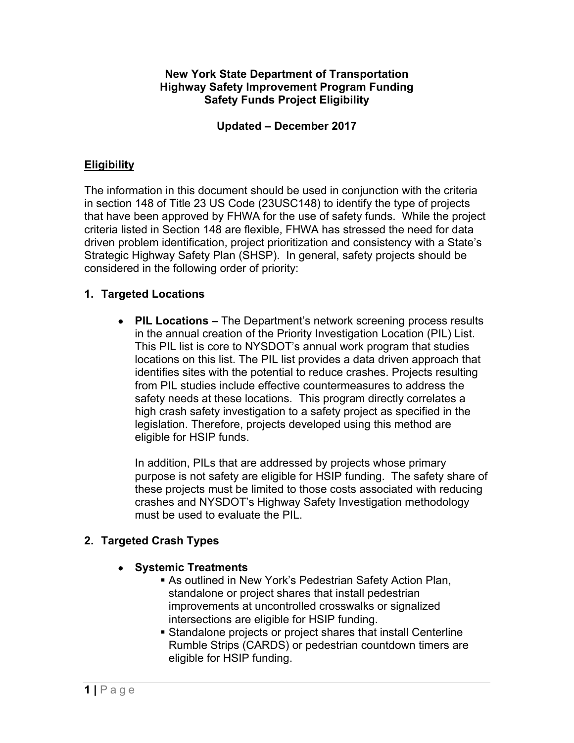**New York State Department of Transportation**
**Highway Safety Improvement Program Funding**
**Safety Funds Project Eligibility**

**Updated – December 2017**

## Eligibility

The information in this document should be used in conjunction with the criteria in section 148 of Title 23 US Code (23USC148) to identify the type of projects that have been approved by FHWA for the use of safety funds. While the project criteria listed in Section 148 are flexible, FHWA has stressed the need for data driven problem identification, project prioritization and consistency with a State's Strategic Highway Safety Plan (SHSP). In general, safety projects should be considered in the following order of priority:

### 1. Targeted Locations

- **PIL Locations –** The Department's network screening process results in the annual creation of the Priority Investigation Location (PIL) List. This PIL list is core to NYSDOT's annual work program that studies locations on this list. The PIL list provides a data driven approach that identifies sites with the potential to reduce crashes. Projects resulting from PIL studies include effective countermeasures to address the safety needs at these locations. This program directly correlates a high crash safety investigation to a safety project as specified in the legislation. Therefore, projects developed using this method are eligible for HSIP funds.

  In addition, PILs that are addressed by projects whose primary purpose is not safety are eligible for HSIP funding. The safety share of these projects must be limited to those costs associated with reducing crashes and NYSDOT's Highway Safety Investigation methodology must be used to evaluate the PIL.

### 2. Targeted Crash Types

- **Systemic Treatments**
  - As outlined in New York's Pedestrian Safety Action Plan, standalone or project shares that install pedestrian improvements at uncontrolled crosswalks or signalized intersections are eligible for HSIP funding.
  - Standalone projects or project shares that install Centerline Rumble Strips (CARDS) or pedestrian countdown timers are eligible for HSIP funding.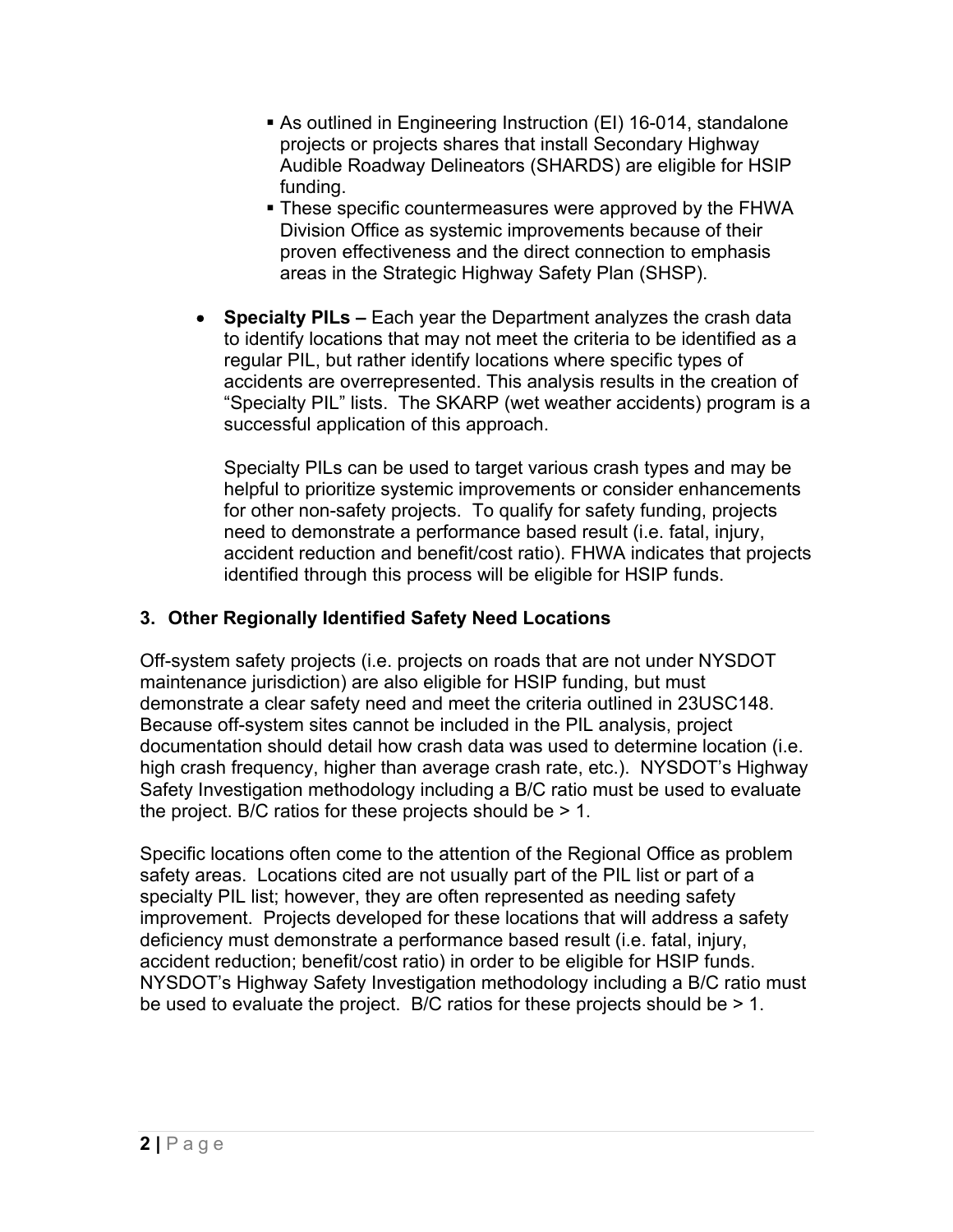- As outlined in Engineering Instruction (EI) 16-014, standalone projects or projects shares that install Secondary Highway Audible Roadway Delineators (SHARDS) are eligible for HSIP funding.
    - These specific countermeasures were approved by the FHWA Division Office as systemic improvements because of their proven effectiveness and the direct connection to emphasis areas in the Strategic Highway Safety Plan (SHSP).

- **Specialty PILs –** Each year the Department analyzes the crash data to identify locations that may not meet the criteria to be identified as a regular PIL, but rather identify locations where specific types of accidents are overrepresented. This analysis results in the creation of "Specialty PIL" lists. The SKARP (wet weather accidents) program is a successful application of this approach.

  Specialty PILs can be used to target various crash types and may be helpful to prioritize systemic improvements or consider enhancements for other non-safety projects. To qualify for safety funding, projects need to demonstrate a performance based result (i.e. fatal, injury, accident reduction and benefit/cost ratio). FHWA indicates that projects identified through this process will be eligible for HSIP funds.

### 3. Other Regionally Identified Safety Need Locations

Off-system safety projects (i.e. projects on roads that are not under NYSDOT maintenance jurisdiction) are also eligible for HSIP funding, but must demonstrate a clear safety need and meet the criteria outlined in 23USC148. Because off-system sites cannot be included in the PIL analysis, project documentation should detail how crash data was used to determine location (i.e. high crash frequency, higher than average crash rate, etc.). NYSDOT's Highway Safety Investigation methodology including a B/C ratio must be used to evaluate the project. B/C ratios for these projects should be > 1.

Specific locations often come to the attention of the Regional Office as problem safety areas. Locations cited are not usually part of the PIL list or part of a specialty PIL list; however, they are often represented as needing safety improvement. Projects developed for these locations that will address a safety deficiency must demonstrate a performance based result (i.e. fatal, injury, accident reduction; benefit/cost ratio) in order to be eligible for HSIP funds. NYSDOT's Highway Safety Investigation methodology including a B/C ratio must be used to evaluate the project. B/C ratios for these projects should be > 1.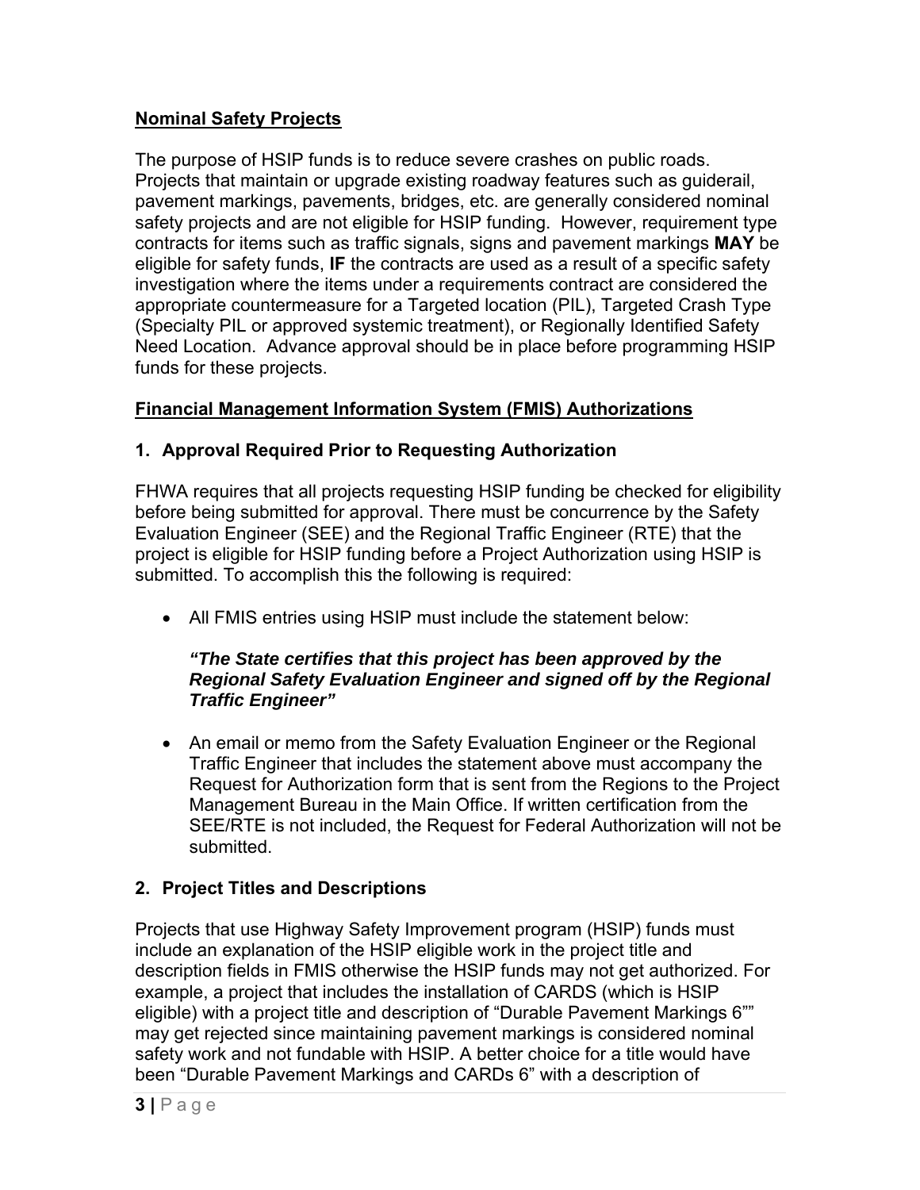**Nominal Safety Projects**

The purpose of HSIP funds is to reduce severe crashes on public roads. Projects that maintain or upgrade existing roadway features such as guiderail, pavement markings, pavements, bridges, etc. are generally considered nominal safety projects and are not eligible for HSIP funding. However, requirement type contracts for items such as traffic signals, signs and pavement markings **MAY** be eligible for safety funds, **IF** the contracts are used as a result of a specific safety investigation where the items under a requirements contract are considered the appropriate countermeasure for a Targeted location (PIL), Targeted Crash Type (Specialty PIL or approved systemic treatment), or Regionally Identified Safety Need Location. Advance approval should be in place before programming HSIP funds for these projects.

**Financial Management Information System (FMIS) Authorizations**

### 1. Approval Required Prior to Requesting Authorization

FHWA requires that all projects requesting HSIP funding be checked for eligibility before being submitted for approval. There must be concurrence by the Safety Evaluation Engineer (SEE) and the Regional Traffic Engineer (RTE) that the project is eligible for HSIP funding before a Project Authorization using HSIP is submitted. To accomplish this the following is required:

- All FMIS entries using HSIP must include the statement below:

  ***"The State certifies that this project has been approved by the Regional Safety Evaluation Engineer and signed off by the Regional Traffic Engineer"***

- An email or memo from the Safety Evaluation Engineer or the Regional Traffic Engineer that includes the statement above must accompany the Request for Authorization form that is sent from the Regions to the Project Management Bureau in the Main Office. If written certification from the SEE/RTE is not included, the Request for Federal Authorization will not be submitted.

### 2. Project Titles and Descriptions

Projects that use Highway Safety Improvement program (HSIP) funds must include an explanation of the HSIP eligible work in the project title and description fields in FMIS otherwise the HSIP funds may not get authorized. For example, a project that includes the installation of CARDS (which is HSIP eligible) with a project title and description of "Durable Pavement Markings 6"" may get rejected since maintaining pavement markings is considered nominal safety work and not fundable with HSIP. A better choice for a title would have been "Durable Pavement Markings and CARDs 6" with a description of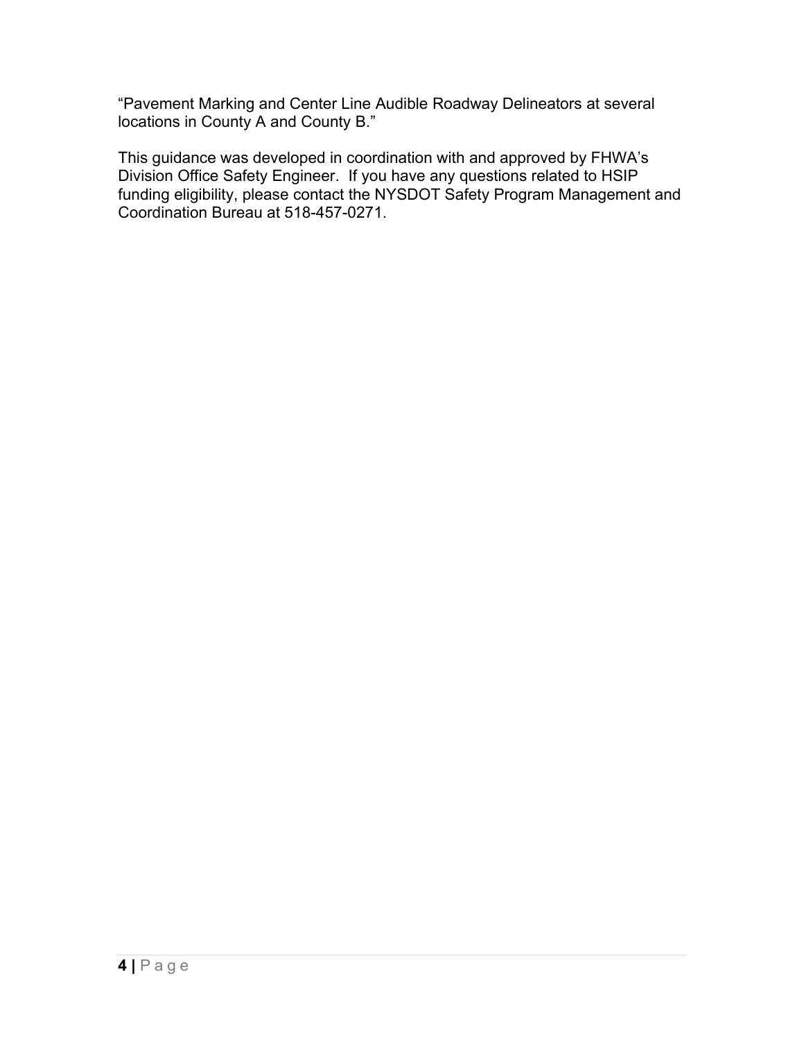"Pavement Marking and Center Line Audible Roadway Delineators at several locations in County A and County B."

This guidance was developed in coordination with and approved by FHWA's Division Office Safety Engineer. If you have any questions related to HSIP funding eligibility, please contact the NYSDOT Safety Program Management and Coordination Bureau at 518-457-0271.